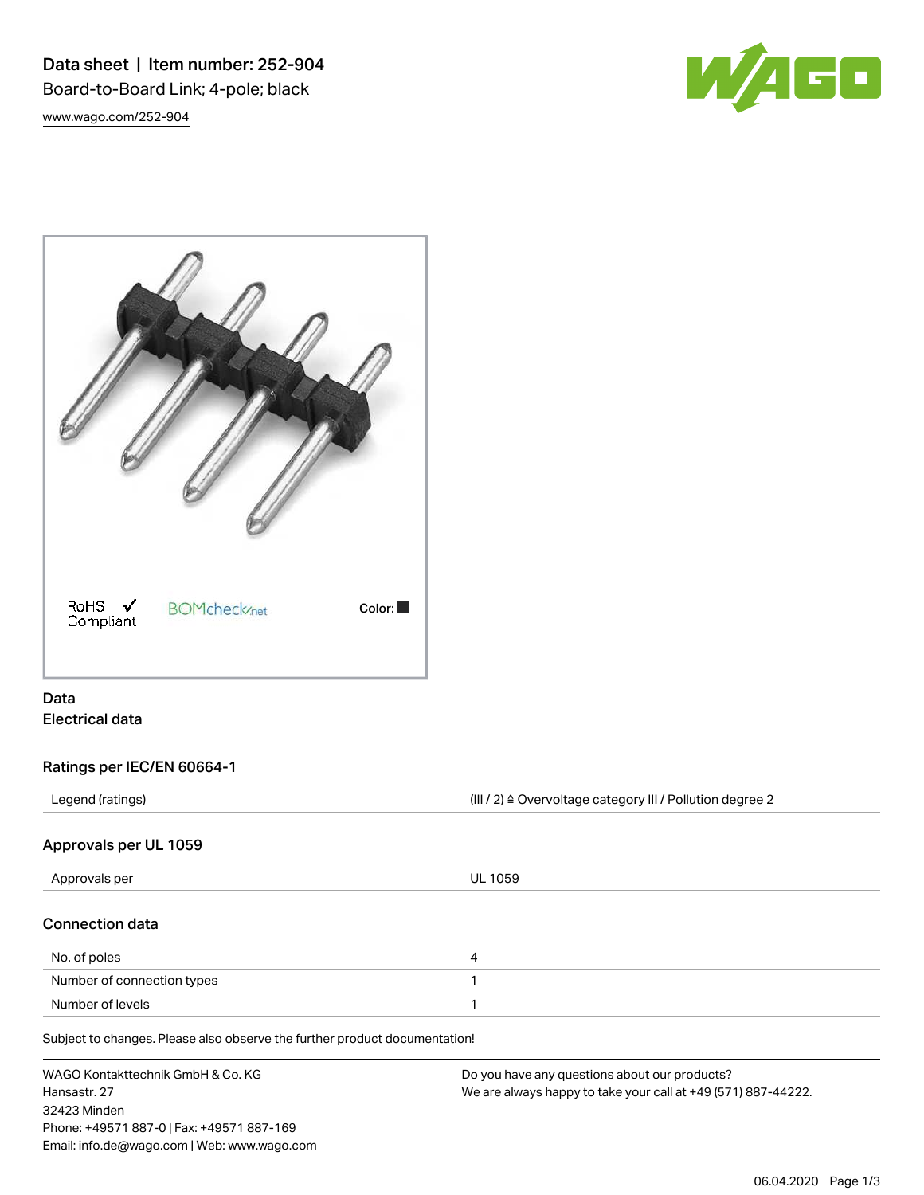# Data sheet | Item number: 252-904

Board-to-Board Link; 4-pole; black

www.wago.com/252-904

RoHS Compliant ✓ BOMcheck.net Color: ■

## Data

### Electrical data

#### Ratings per IEC/EN 60664-1

| | |
|---|---|
| Legend (ratings) | (III / 2) ≙ Overvoltage category III / Pollution degree 2 |

#### Approvals per UL 1059

| | |
|---|---|
| Approvals per | UL 1059 |

#### Connection data

| | |
|---|---|
| No. of poles | 4 |
| Number of connection types | 1 |
| Number of levels | 1 |

Subject to changes. Please also observe the further product documentation!

WAGO Kontakttechnik GmbH & Co. KG
Hansastr. 27
32423 Minden
Phone: +49571 887-0 | Fax: +49571 887-169
Email: info.de@wago.com | Web: www.wago.com

Do you have any questions about our products?
We are always happy to take your call at +49 (571) 887-44222.

06.04.2020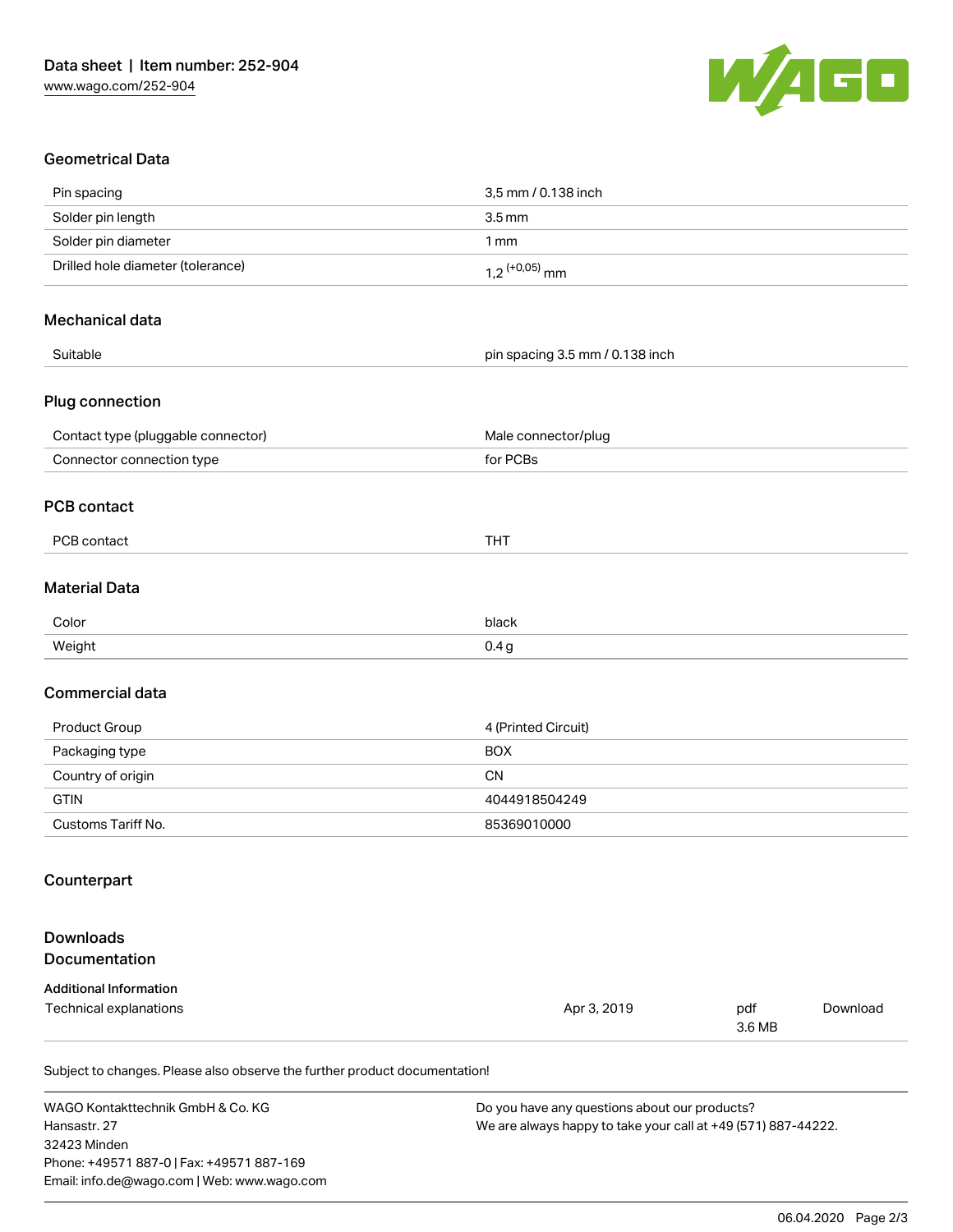## Geometrical Data

| | |
|---|---|
| Pin spacing | 3,5 mm / 0.138 inch |
| Solder pin length | 3.5 mm |
| Solder pin diameter | 1 mm |
| Drilled hole diameter (tolerance) | $1{,}2^{(+0{,}05)}$ mm |

## Mechanical data

| | |
|---|---|
| Suitable | pin spacing 3.5 mm / 0.138 inch |

## Plug connection

| | |
|---|---|
| Contact type (pluggable connector) | Male connector/plug |
| Connector connection type | for PCBs |

## PCB contact

| | |
|---|---|
| PCB contact | THT |

## Material Data

| | |
|---|---|
| Color | black |
| Weight | 0.4 g |

## Commercial data

| | |
|---|---|
| Product Group | 4 (Printed Circuit) |
| Packaging type | BOX |
| Country of origin | CN |
| GTIN | 4044918504249 |
| Customs Tariff No. | 85369010000 |

## Counterpart

## Downloads
## Documentation

**Additional Information**

| | | | |
|---|---|---|---|
| Technical explanations | Apr 3, 2019 | pdf 3.6 MB | Download |

Subject to changes. Please also observe the further product documentation!

WAGO Kontakttechnik GmbH & Co. KG
Hansastr. 27
32423 Minden
Phone: +49571 887-0 | Fax: +49571 887-169
Email: info.de@wago.com | Web: www.wago.com

Do you have any questions about our products?
We are always happy to take your call at +49 (571) 887-44222.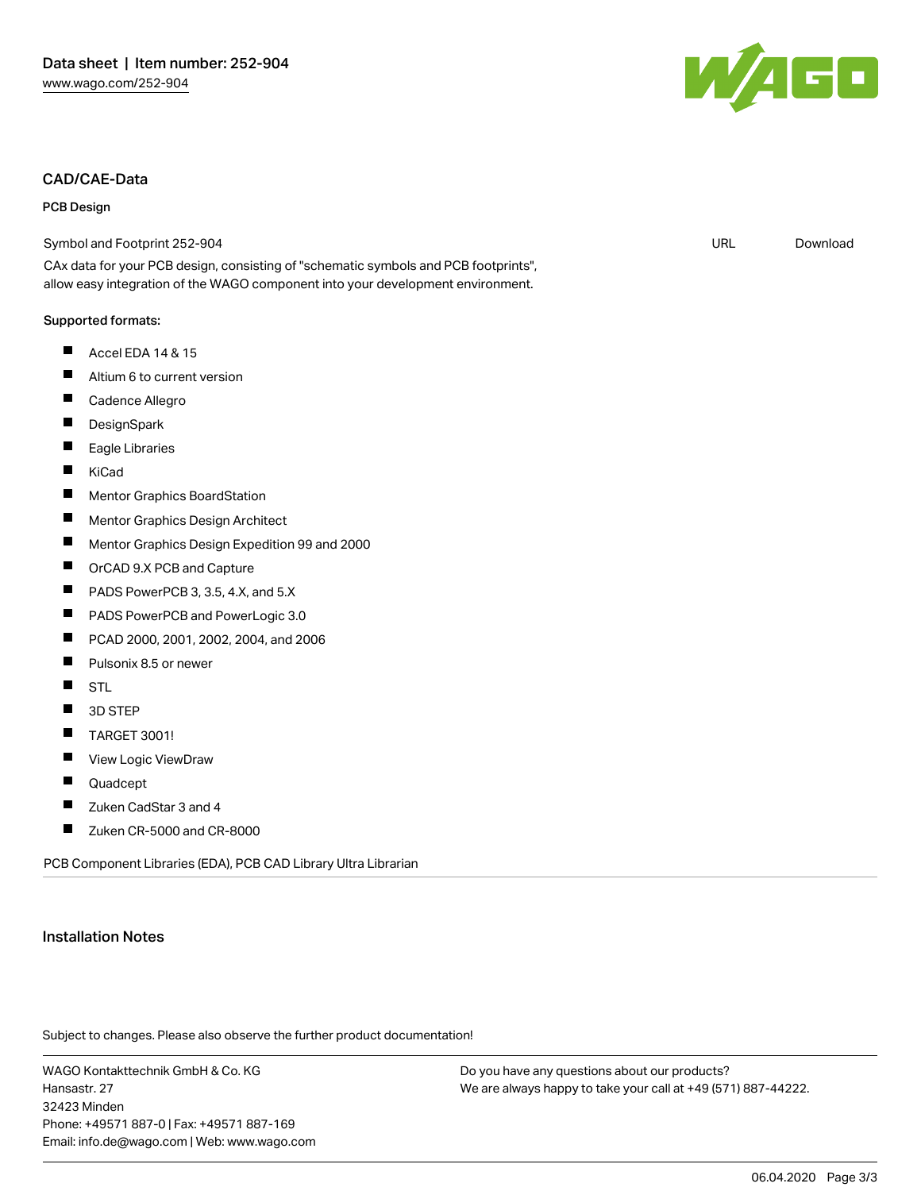## CAD/CAE-Data

### PCB Design

Symbol and Footprint 252-904 URL Download

CAx data for your PCB design, consisting of "schematic symbols and PCB footprints", allow easy integration of the WAGO component into your development environment.

Supported formats:

- Accel EDA 14 & 15
- Altium 6 to current version
- Cadence Allegro
- DesignSpark
- Eagle Libraries
- KiCad
- Mentor Graphics BoardStation
- Mentor Graphics Design Architect
- Mentor Graphics Design Expedition 99 and 2000
- OrCAD 9.X PCB and Capture
- PADS PowerPCB 3, 3.5, 4.X, and 5.X
- PADS PowerPCB and PowerLogic 3.0
- PCAD 2000, 2001, 2002, 2004, and 2006
- Pulsonix 8.5 or newer
- STL
- 3D STEP
- TARGET 3001!
- View Logic ViewDraw
- Quadcept
- Zuken CadStar 3 and 4
- Zuken CR-5000 and CR-8000

PCB Component Libraries (EDA), PCB CAD Library Ultra Librarian

## Installation Notes

Subject to changes. Please also observe the further product documentation!

WAGO Kontakttechnik GmbH & Co. KG
Hansastr. 27
32423 Minden
Phone: +49571 887-0 | Fax: +49571 887-169
Email: info.de@wago.com | Web: www.wago.com

Do you have any questions about our products?
We are always happy to take your call at +49 (571) 887-44222.